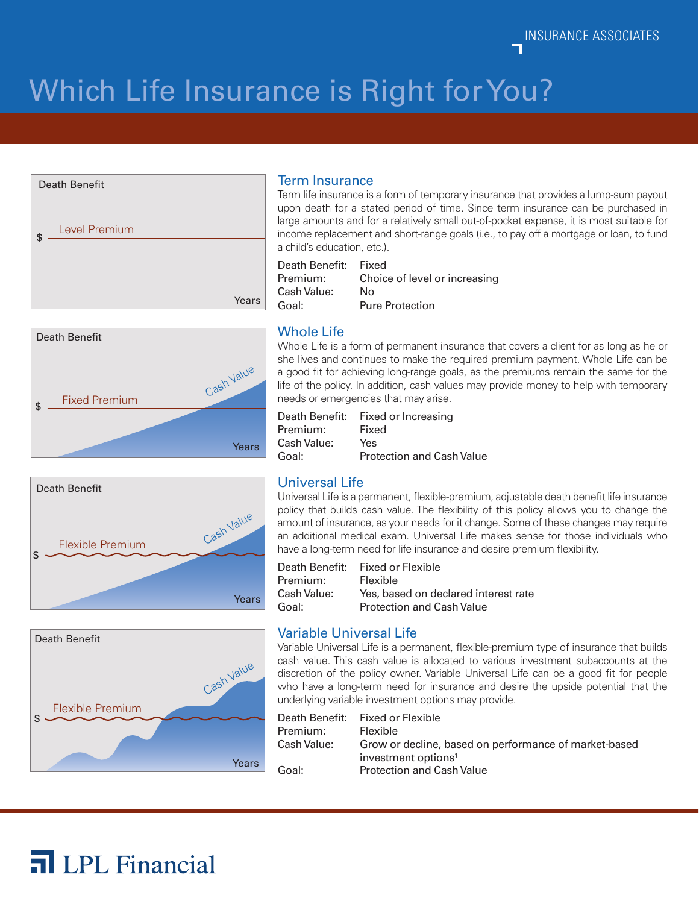INSURANCE ASSOCIATES

# Which Life Insurance is Right for You?

Death Benefit

$ Level Premium

Years

## Term Insurance

Term life insurance is a form of temporary insurance that provides a lump-sum payout upon death for a stated period of time. Since term insurance can be purchased in large amounts and for a relatively small out-of-pocket expense, it is most suitable for income replacement and short-range goals (i.e., to pay off a mortgage or loan, to fund a child's education, etc.).

| | |
|---|---|
| Death Benefit: | Fixed |
| Premium: | Choice of level or increasing |
| Cash Value: | No |
| Goal: | Pure Protection |

Death Benefit

Cash Value

$ Fixed Premium

Years

## Whole Life

Whole Life is a form of permanent insurance that covers a client for as long as he or she lives and continues to make the required premium payment. Whole Life can be a good fit for achieving long-range goals, as the premiums remain the same for the life of the policy. In addition, cash values may provide money to help with temporary needs or emergencies that may arise.

| | |
|---|---|
| Death Benefit: | Fixed or Increasing |
| Premium: | Fixed |
| Cash Value: | Yes |
| Goal: | Protection and Cash Value |

Death Benefit

Cash Value

$ Flexible Premium

Years

## Universal Life

Universal Life is a permanent, flexible-premium, adjustable death benefit life insurance policy that builds cash value. The flexibility of this policy allows you to change the amount of insurance, as your needs for it change. Some of these changes may require an additional medical exam. Universal Life makes sense for those individuals who have a long-term need for life insurance and desire premium flexibility.

| | |
|---|---|
| Death Benefit: | Fixed or Flexible |
| Premium: | Flexible |
| Cash Value: | Yes, based on declared interest rate |
| Goal: | Protection and Cash Value |

Death Benefit

Cash Value

$ Flexible Premium

Years

## Variable Universal Life

Variable Universal Life is a permanent, flexible-premium type of insurance that builds cash value. This cash value is allocated to various investment subaccounts at the discretion of the policy owner. Variable Universal Life can be a good fit for people who have a long-term need for insurance and desire the upside potential that the underlying variable investment options may provide.

| | |
|---|---|
| Death Benefit: | Fixed or Flexible |
| Premium: | Flexible |
| Cash Value: | Grow or decline, based on performance of market-based investment options[1] |
| Goal: | Protection and Cash Value |

LPL Financial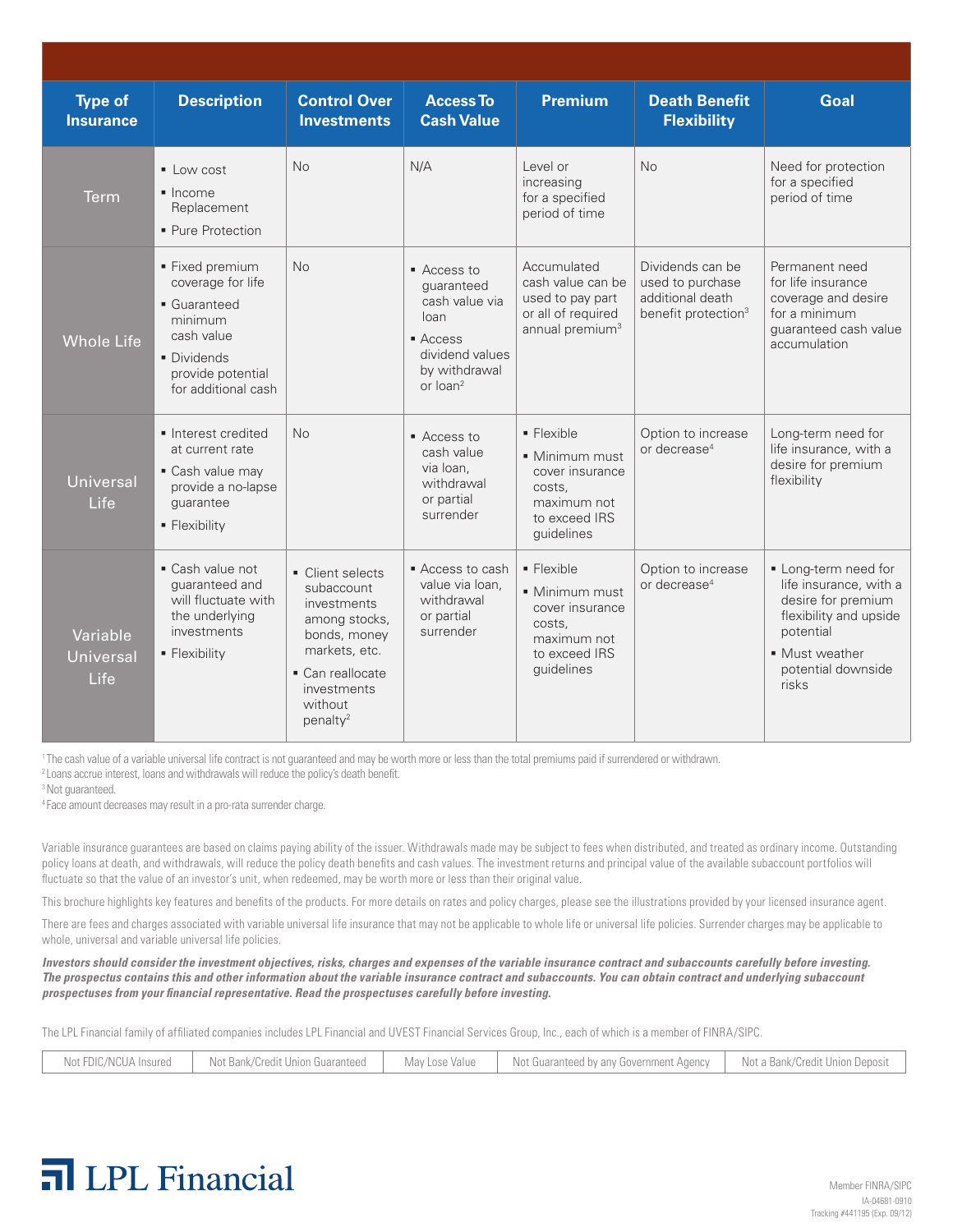| Type of Insurance | Description | Control Over Investments | Access To Cash Value | Premium | Death Benefit Flexibility | Goal |
|---|---|---|---|---|---|---|
| Term | ▪ Low cost<br>▪ Income Replacement<br>▪ Pure Protection | No | N/A | Level or increasing for a specified period of time | No | Need for protection for a specified period of time |
| Whole Life | ▪ Fixed premium coverage for life<br>▪ Guaranteed minimum cash value<br>▪ Dividends provide potential for additional cash | No | ▪ Access to guaranteed cash value via loan<br>▪ Access dividend values by withdrawal or loan[2] | Accumulated cash value can be used to pay part or all of required annual premium[3] | Dividends can be used to purchase additional death benefit protection[3] | Permanent need for life insurance coverage and desire for a minimum guaranteed cash value accumulation |
| Universal Life | ▪ Interest credited at current rate<br>▪ Cash value may provide a no-lapse guarantee<br>▪ Flexibility | No | ▪ Access to cash value via loan, withdrawal or partial surrender | ▪ Flexible<br>▪ Minimum must cover insurance costs, maximum not to exceed IRS guidelines | Option to increase or decrease[4] | Long-term need for life insurance, with a desire for premium flexibility |
| Variable Universal Life | ▪ Cash value not guaranteed and will fluctuate with the underlying investments<br>▪ Flexibility | ▪ Client selects subaccount investments among stocks, bonds, money markets, etc.<br>▪ Can reallocate investments without penalty[2] | ▪ Access to cash value via loan, withdrawal or partial surrender | ▪ Flexible<br>▪ Minimum must cover insurance costs, maximum not to exceed IRS guidelines | Option to increase or decrease[4] | ▪ Long-term need for life insurance, with a desire for premium flexibility and upside potential<br>▪ Must weather potential downside risks |

[1] The cash value of a variable universal life contract is not guaranteed and may be worth more or less than the total premiums paid if surrendered or withdrawn.
[2] Loans accrue interest, loans and withdrawals will reduce the policy's death benefit.
[3] Not guaranteed.
[4] Face amount decreases may result in a pro-rata surrender charge.

Variable insurance guarantees are based on claims paying ability of the issuer. Withdrawals made may be subject to fees when distributed, and treated as ordinary income. Outstanding policy loans at death, and withdrawals, will reduce the policy death benefits and cash values. The investment returns and principal value of the available subaccount portfolios will fluctuate so that the value of an investor's unit, when redeemed, may be worth more or less than their original value.

This brochure highlights key features and benefits of the products. For more details on rates and policy charges, please see the illustrations provided by your licensed insurance agent.

There are fees and charges associated with variable universal life insurance that may not be applicable to whole life or universal life policies. Surrender charges may be applicable to whole, universal and variable universal life policies.

***Investors should consider the investment objectives, risks, charges and expenses of the variable insurance contract and subaccounts carefully before investing. The prospectus contains this and other information about the variable insurance contract and subaccounts. You can obtain contract and underlying subaccount prospectuses from your financial representative. Read the prospectuses carefully before investing.***

The LPL Financial family of affiliated companies includes LPL Financial and UVEST Financial Services Group, Inc., each of which is a member of FINRA/SIPC.

| | | | | |
|---|---|---|---|---|
| Not FDIC/NCUA Insured | Not Bank/Credit Union Guaranteed | May Lose Value | Not Guaranteed by any Government Agency | Not a Bank/Credit Union Deposit |

LPL Financial

Member FINRA/SIPC
IA-04681-0910
Tracking #441195 (Exp. 09/12)